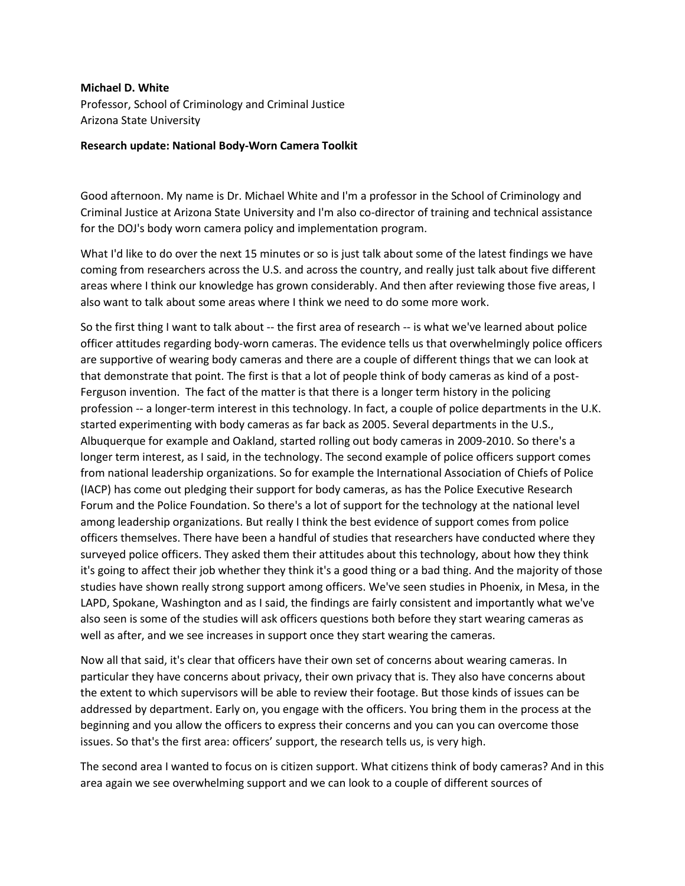**Michael D. White**
Professor, School of Criminology and Criminal Justice
Arizona State University

**Research update: National Body-Worn Camera Toolkit**

Good afternoon. My name is Dr. Michael White and I'm a professor in the School of Criminology and Criminal Justice at Arizona State University and I'm also co-director of training and technical assistance for the DOJ's body worn camera policy and implementation program.

What I'd like to do over the next 15 minutes or so is just talk about some of the latest findings we have coming from researchers across the U.S. and across the country, and really just talk about five different areas where I think our knowledge has grown considerably. And then after reviewing those five areas, I also want to talk about some areas where I think we need to do some more work.

So the first thing I want to talk about -- the first area of research -- is what we've learned about police officer attitudes regarding body-worn cameras. The evidence tells us that overwhelmingly police officers are supportive of wearing body cameras and there are a couple of different things that we can look at that demonstrate that point. The first is that a lot of people think of body cameras as kind of a post-Ferguson invention. The fact of the matter is that there is a longer term history in the policing profession -- a longer-term interest in this technology. In fact, a couple of police departments in the U.K. started experimenting with body cameras as far back as 2005. Several departments in the U.S., Albuquerque for example and Oakland, started rolling out body cameras in 2009-2010. So there's a longer term interest, as I said, in the technology. The second example of police officers support comes from national leadership organizations. So for example the International Association of Chiefs of Police (IACP) has come out pledging their support for body cameras, as has the Police Executive Research Forum and the Police Foundation. So there's a lot of support for the technology at the national level among leadership organizations. But really I think the best evidence of support comes from police officers themselves. There have been a handful of studies that researchers have conducted where they surveyed police officers. They asked them their attitudes about this technology, about how they think it's going to affect their job whether they think it's a good thing or a bad thing. And the majority of those studies have shown really strong support among officers. We've seen studies in Phoenix, in Mesa, in the LAPD, Spokane, Washington and as I said, the findings are fairly consistent and importantly what we've also seen is some of the studies will ask officers questions both before they start wearing cameras as well as after, and we see increases in support once they start wearing the cameras.

Now all that said, it's clear that officers have their own set of concerns about wearing cameras. In particular they have concerns about privacy, their own privacy that is. They also have concerns about the extent to which supervisors will be able to review their footage. But those kinds of issues can be addressed by department. Early on, you engage with the officers. You bring them in the process at the beginning and you allow the officers to express their concerns and you can you can overcome those issues. So that's the first area: officers' support, the research tells us, is very high.

The second area I wanted to focus on is citizen support. What citizens think of body cameras? And in this area again we see overwhelming support and we can look to a couple of different sources of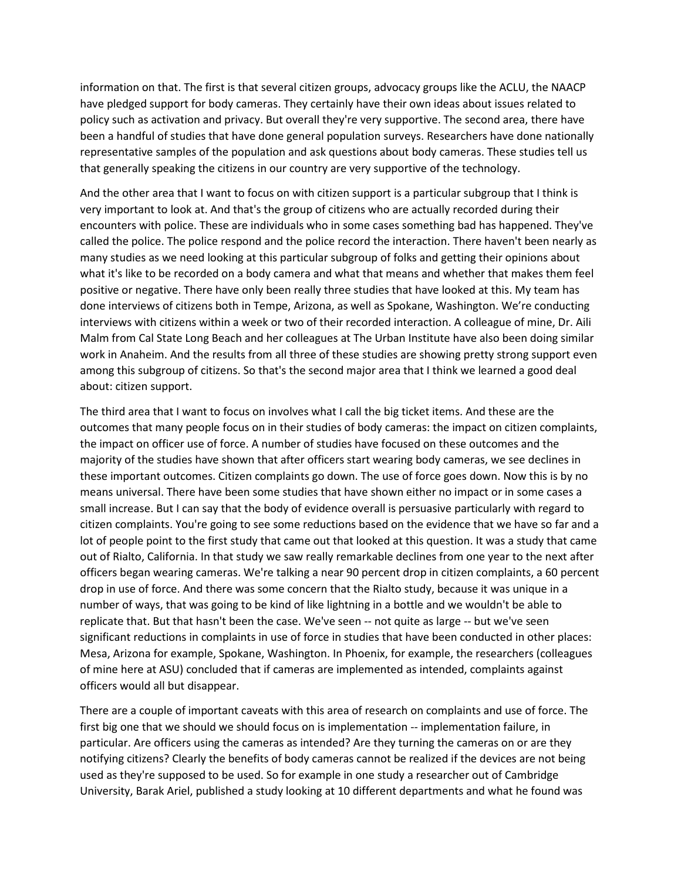information on that. The first is that several citizen groups, advocacy groups like the ACLU, the NAACP have pledged support for body cameras. They certainly have their own ideas about issues related to policy such as activation and privacy. But overall they're very supportive. The second area, there have been a handful of studies that have done general population surveys. Researchers have done nationally representative samples of the population and ask questions about body cameras. These studies tell us that generally speaking the citizens in our country are very supportive of the technology.

And the other area that I want to focus on with citizen support is a particular subgroup that I think is very important to look at. And that's the group of citizens who are actually recorded during their encounters with police. These are individuals who in some cases something bad has happened. They've called the police. The police respond and the police record the interaction. There haven't been nearly as many studies as we need looking at this particular subgroup of folks and getting their opinions about what it's like to be recorded on a body camera and what that means and whether that makes them feel positive or negative. There have only been really three studies that have looked at this. My team has done interviews of citizens both in Tempe, Arizona, as well as Spokane, Washington. We're conducting interviews with citizens within a week or two of their recorded interaction. A colleague of mine, Dr. Aili Malm from Cal State Long Beach and her colleagues at The Urban Institute have also been doing similar work in Anaheim. And the results from all three of these studies are showing pretty strong support even among this subgroup of citizens. So that's the second major area that I think we learned a good deal about: citizen support.

The third area that I want to focus on involves what I call the big ticket items. And these are the outcomes that many people focus on in their studies of body cameras: the impact on citizen complaints, the impact on officer use of force. A number of studies have focused on these outcomes and the majority of the studies have shown that after officers start wearing body cameras, we see declines in these important outcomes. Citizen complaints go down. The use of force goes down. Now this is by no means universal. There have been some studies that have shown either no impact or in some cases a small increase. But I can say that the body of evidence overall is persuasive particularly with regard to citizen complaints. You're going to see some reductions based on the evidence that we have so far and a lot of people point to the first study that came out that looked at this question. It was a study that came out of Rialto, California. In that study we saw really remarkable declines from one year to the next after officers began wearing cameras. We're talking a near 90 percent drop in citizen complaints, a 60 percent drop in use of force. And there was some concern that the Rialto study, because it was unique in a number of ways, that was going to be kind of like lightning in a bottle and we wouldn't be able to replicate that. But that hasn't been the case. We've seen -- not quite as large -- but we've seen significant reductions in complaints in use of force in studies that have been conducted in other places: Mesa, Arizona for example, Spokane, Washington. In Phoenix, for example, the researchers (colleagues of mine here at ASU) concluded that if cameras are implemented as intended, complaints against officers would all but disappear.

There are a couple of important caveats with this area of research on complaints and use of force. The first big one that we should we should focus on is implementation -- implementation failure, in particular. Are officers using the cameras as intended? Are they turning the cameras on or are they notifying citizens? Clearly the benefits of body cameras cannot be realized if the devices are not being used as they're supposed to be used. So for example in one study a researcher out of Cambridge University, Barak Ariel, published a study looking at 10 different departments and what he found was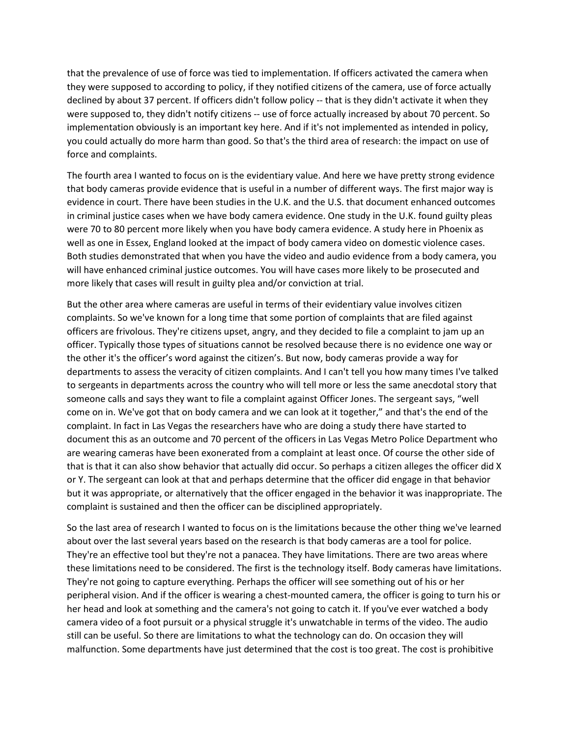that the prevalence of use of force was tied to implementation. If officers activated the camera when they were supposed to according to policy, if they notified citizens of the camera, use of force actually declined by about 37 percent. If officers didn't follow policy -- that is they didn't activate it when they were supposed to, they didn't notify citizens -- use of force actually increased by about 70 percent. So implementation obviously is an important key here. And if it's not implemented as intended in policy, you could actually do more harm than good. So that's the third area of research: the impact on use of force and complaints.

The fourth area I wanted to focus on is the evidentiary value. And here we have pretty strong evidence that body cameras provide evidence that is useful in a number of different ways. The first major way is evidence in court. There have been studies in the U.K. and the U.S. that document enhanced outcomes in criminal justice cases when we have body camera evidence. One study in the U.K. found guilty pleas were 70 to 80 percent more likely when you have body camera evidence. A study here in Phoenix as well as one in Essex, England looked at the impact of body camera video on domestic violence cases. Both studies demonstrated that when you have the video and audio evidence from a body camera, you will have enhanced criminal justice outcomes. You will have cases more likely to be prosecuted and more likely that cases will result in guilty plea and/or conviction at trial.

But the other area where cameras are useful in terms of their evidentiary value involves citizen complaints. So we've known for a long time that some portion of complaints that are filed against officers are frivolous. They're citizens upset, angry, and they decided to file a complaint to jam up an officer. Typically those types of situations cannot be resolved because there is no evidence one way or the other it's the officer's word against the citizen's. But now, body cameras provide a way for departments to assess the veracity of citizen complaints. And I can't tell you how many times I've talked to sergeants in departments across the country who will tell more or less the same anecdotal story that someone calls and says they want to file a complaint against Officer Jones. The sergeant says, "well come on in. We've got that on body camera and we can look at it together," and that's the end of the complaint. In fact in Las Vegas the researchers have who are doing a study there have started to document this as an outcome and 70 percent of the officers in Las Vegas Metro Police Department who are wearing cameras have been exonerated from a complaint at least once. Of course the other side of that is that it can also show behavior that actually did occur. So perhaps a citizen alleges the officer did X or Y. The sergeant can look at that and perhaps determine that the officer did engage in that behavior but it was appropriate, or alternatively that the officer engaged in the behavior it was inappropriate. The complaint is sustained and then the officer can be disciplined appropriately.

So the last area of research I wanted to focus on is the limitations because the other thing we've learned about over the last several years based on the research is that body cameras are a tool for police. They're an effective tool but they're not a panacea. They have limitations. There are two areas where these limitations need to be considered. The first is the technology itself. Body cameras have limitations. They're not going to capture everything. Perhaps the officer will see something out of his or her peripheral vision. And if the officer is wearing a chest-mounted camera, the officer is going to turn his or her head and look at something and the camera's not going to catch it. If you've ever watched a body camera video of a foot pursuit or a physical struggle it's unwatchable in terms of the video. The audio still can be useful. So there are limitations to what the technology can do. On occasion they will malfunction. Some departments have just determined that the cost is too great. The cost is prohibitive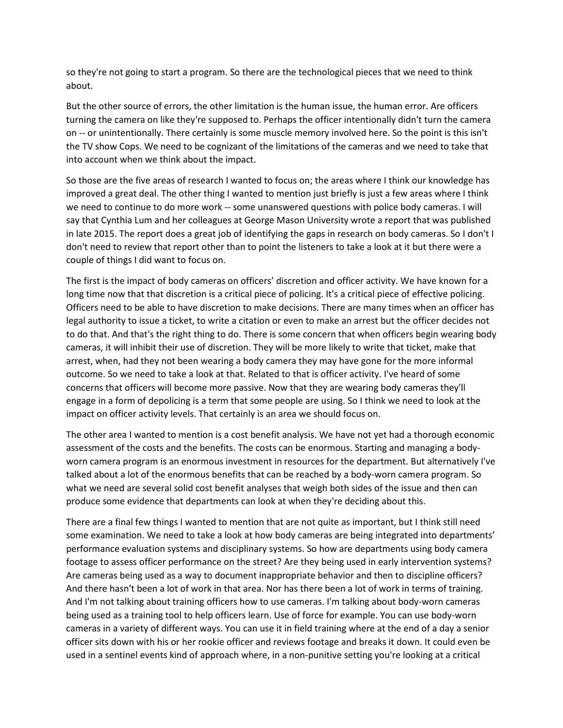so they're not going to start a program. So there are the technological pieces that we need to think about.

But the other source of errors, the other limitation is the human issue, the human error. Are officers turning the camera on like they're supposed to. Perhaps the officer intentionally didn't turn the camera on -- or unintentionally. There certainly is some muscle memory involved here. So the point is this isn't the TV show Cops. We need to be cognizant of the limitations of the cameras and we need to take that into account when we think about the impact.

So those are the five areas of research I wanted to focus on; the areas where I think our knowledge has improved a great deal. The other thing I wanted to mention just briefly is just a few areas where I think we need to continue to do more work -- some unanswered questions with police body cameras. I will say that Cynthia Lum and her colleagues at George Mason University wrote a report that was published in late 2015. The report does a great job of identifying the gaps in research on body cameras. So I don't I don't need to review that report other than to point the listeners to take a look at it but there were a couple of things I did want to focus on.

The first is the impact of body cameras on officers' discretion and officer activity. We have known for a long time now that that discretion is a critical piece of policing. It's a critical piece of effective policing. Officers need to be able to have discretion to make decisions. There are many times when an officer has legal authority to issue a ticket, to write a citation or even to make an arrest but the officer decides not to do that. And that's the right thing to do. There is some concern that when officers begin wearing body cameras, it will inhibit their use of discretion. They will be more likely to write that ticket, make that arrest, when, had they not been wearing a body camera they may have gone for the more informal outcome. So we need to take a look at that. Related to that is officer activity. I've heard of some concerns that officers will become more passive. Now that they are wearing body cameras they'll engage in a form of depolicing is a term that some people are using. So I think we need to look at the impact on officer activity levels. That certainly is an area we should focus on.

The other area I wanted to mention is a cost benefit analysis. We have not yet had a thorough economic assessment of the costs and the benefits. The costs can be enormous. Starting and managing a body-worn camera program is an enormous investment in resources for the department. But alternatively I've talked about a lot of the enormous benefits that can be reached by a body-worn camera program. So what we need are several solid cost benefit analyses that weigh both sides of the issue and then can produce some evidence that departments can look at when they're deciding about this.

There are a final few things I wanted to mention that are not quite as important, but I think still need some examination. We need to take a look at how body cameras are being integrated into departments' performance evaluation systems and disciplinary systems. So how are departments using body camera footage to assess officer performance on the street? Are they being used in early intervention systems? Are cameras being used as a way to document inappropriate behavior and then to discipline officers? And there hasn't been a lot of work in that area. Nor has there been a lot of work in terms of training. And I'm not talking about training officers how to use cameras. I'm talking about body-worn cameras being used as a training tool to help officers learn. Use of force for example. You can use body-worn cameras in a variety of different ways. You can use it in field training where at the end of a day a senior officer sits down with his or her rookie officer and reviews footage and breaks it down. It could even be used in a sentinel events kind of approach where, in a non-punitive setting you're looking at a critical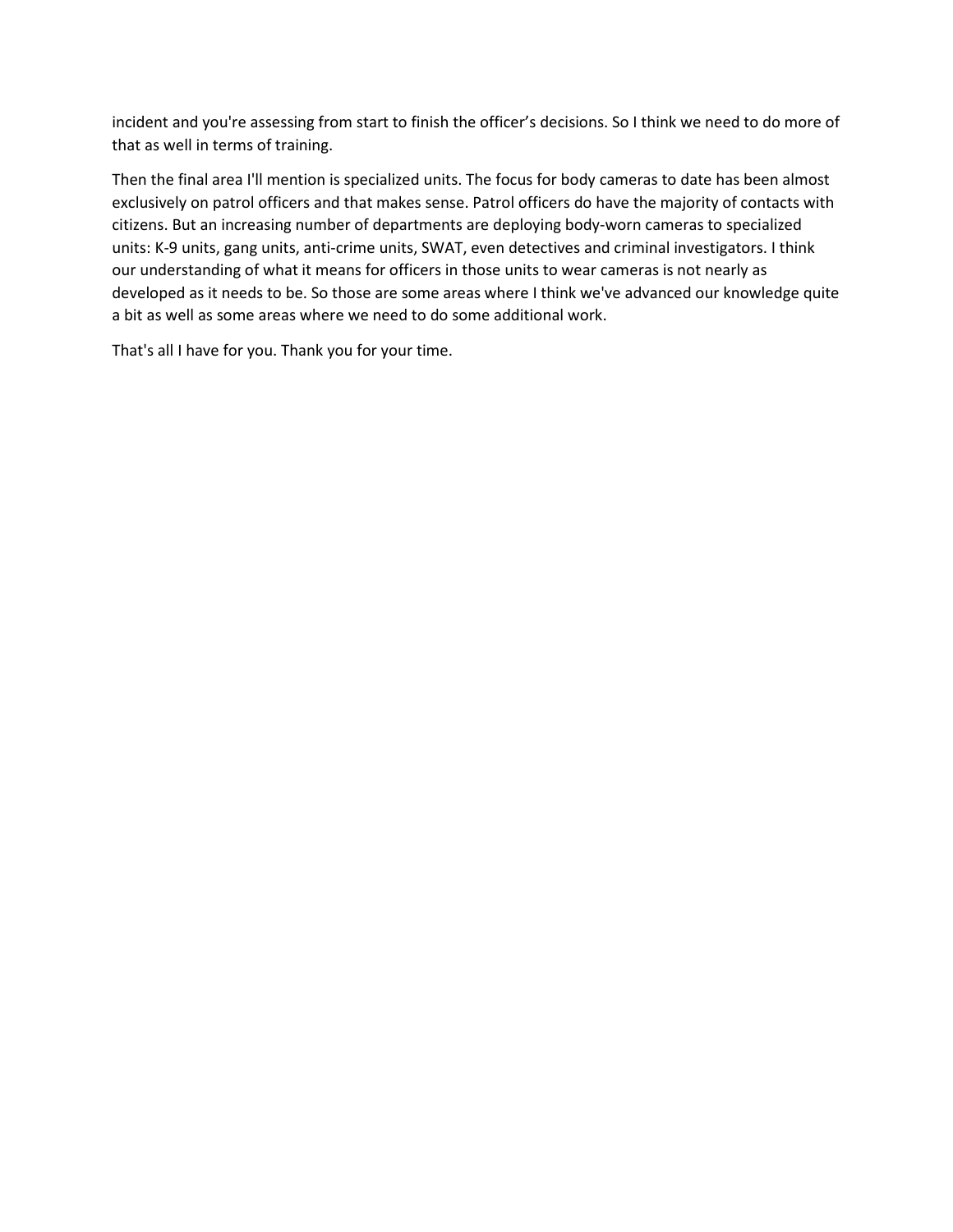incident and you're assessing from start to finish the officer's decisions. So I think we need to do more of that as well in terms of training.

Then the final area I'll mention is specialized units. The focus for body cameras to date has been almost exclusively on patrol officers and that makes sense. Patrol officers do have the majority of contacts with citizens. But an increasing number of departments are deploying body-worn cameras to specialized units: K-9 units, gang units, anti-crime units, SWAT, even detectives and criminal investigators. I think our understanding of what it means for officers in those units to wear cameras is not nearly as developed as it needs to be. So those are some areas where I think we've advanced our knowledge quite a bit as well as some areas where we need to do some additional work.

That's all I have for you. Thank you for your time.